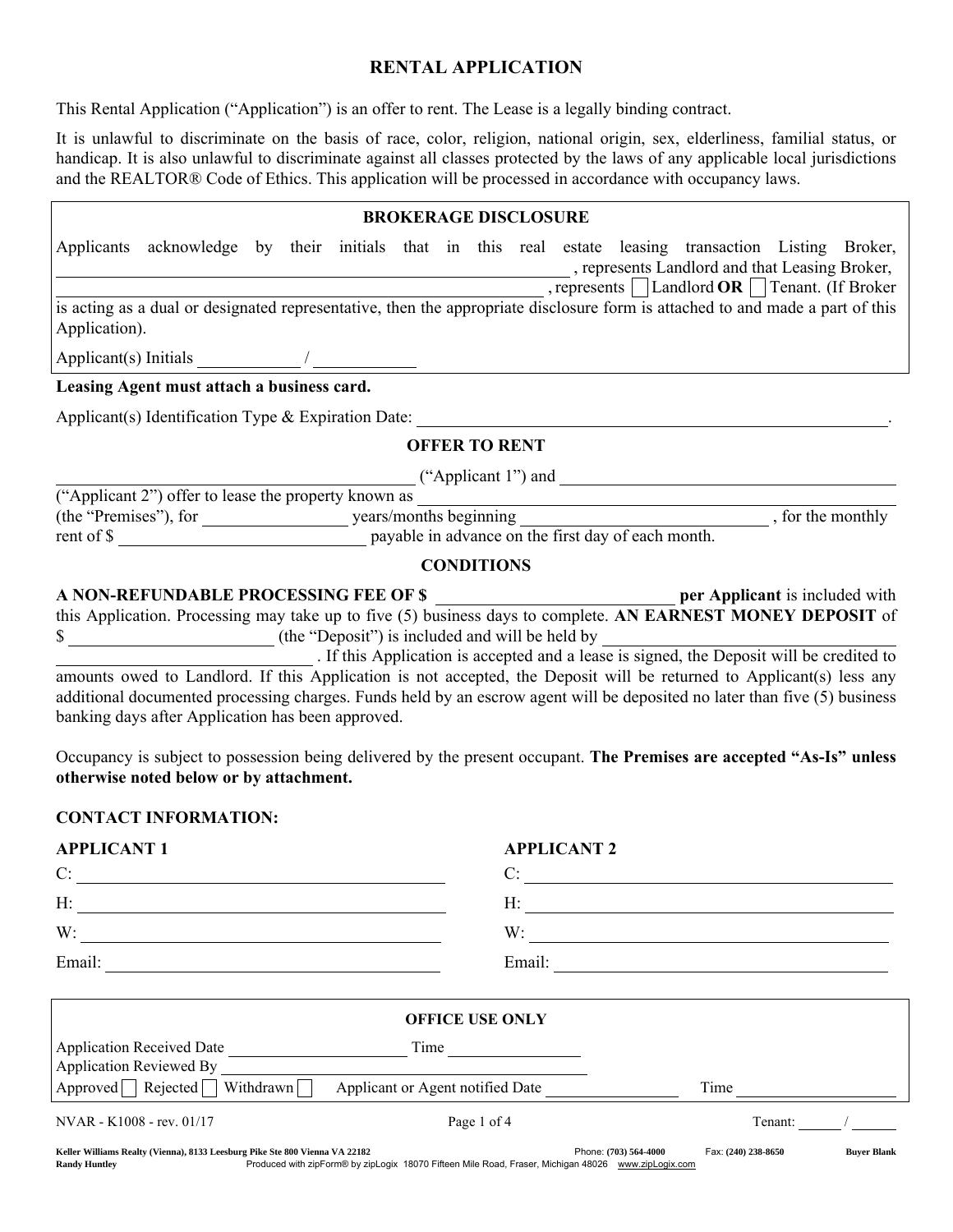# RENTAL APPLICATION

This Rental Application ("Application") is an offer to rent. The Lease is a legally binding contract.

It is unlawful to discriminate on the basis of race, color, religion, national origin, sex, elderliness, familial status, or handicap. It is also unlawful to discriminate against all classes protected by the laws of any applicable local jurisdictions and the REALTOR® Code of Ethics. This application will be processed in accordance with occupancy laws.

## BROKERAGE DISCLOSURE

Applicants acknowledge by their initials that in this real estate leasing transaction Listing Broker, \_\_\_\_\_\_\_\_\_\_\_\_\_\_\_\_\_\_\_\_\_\_\_\_\_\_\_\_\_\_, represents Landlord and that Leasing Broker, \_\_\_\_\_\_\_\_\_\_\_\_\_\_\_\_\_\_\_\_\_\_\_\_\_\_\_\_\_\_, represents ☐ Landlord **OR** ☐ Tenant. (If Broker is acting as a dual or designated representative, then the appropriate disclosure form is attached to and made a part of this Application).

Applicant(s) Initials \_\_\_\_\_\_\_\_\_\_ / \_\_\_\_\_\_\_\_\_\_

**Leasing Agent must attach a business card.**

Applicant(s) Identification Type & Expiration Date: \_\_\_\_\_\_\_\_\_\_\_\_\_\_\_\_\_\_\_\_\_\_\_\_\_\_\_\_\_\_.

## OFFER TO RENT

\_\_\_\_\_\_\_\_\_\_\_\_\_\_\_\_\_\_\_\_ ("Applicant 1") and \_\_\_\_\_\_\_\_\_\_\_\_\_\_\_\_\_\_\_\_ ("Applicant 2") offer to lease the property known as \_\_\_\_\_\_\_\_\_\_\_\_\_\_\_\_\_\_\_\_ (the "Premises"), for \_\_\_\_\_\_\_\_ years/months beginning \_\_\_\_\_\_\_\_\_\_\_\_\_\_, for the monthly rent of $ \_\_\_\_\_\_\_\_\_\_\_\_\_\_ payable in advance on the first day of each month.

## CONDITIONS

**A NON-REFUNDABLE PROCESSING FEE OF $** \_\_\_\_\_\_\_\_\_\_\_\_\_\_ **per Applicant** is included with this Application. Processing may take up to five (5) business days to complete. **AN EARNEST MONEY DEPOSIT** of $ \_\_\_\_\_\_\_\_\_\_\_\_ (the "Deposit") is included and will be held by \_\_\_\_\_\_\_\_\_\_\_\_\_\_\_\_\_\_\_\_\_\_\_\_\_\_\_\_. If this Application is accepted and a lease is signed, the Deposit will be credited to amounts owed to Landlord. If this Application is not accepted, the Deposit will be returned to Applicant(s) less any additional documented processing charges. Funds held by an escrow agent will be deposited no later than five (5) business banking days after Application has been approved.

Occupancy is subject to possession being delivered by the present occupant. **The Premises are accepted "As-Is" unless otherwise noted below or by attachment.**

**CONTACT INFORMATION:**

**APPLICANT 1**

C: \_\_\_\_\_\_\_\_\_\_\_\_\_\_\_\_\_\_\_\_

H: \_\_\_\_\_\_\_\_\_\_\_\_\_\_\_\_\_\_\_\_

W: \_\_\_\_\_\_\_\_\_\_\_\_\_\_\_\_\_\_\_\_

Email: \_\_\_\_\_\_\_\_\_\_\_\_\_\_\_\_\_\_\_\_

**APPLICANT 2**

C: \_\_\_\_\_\_\_\_\_\_\_\_\_\_\_\_\_\_\_\_

H: \_\_\_\_\_\_\_\_\_\_\_\_\_\_\_\_\_\_\_\_

W: \_\_\_\_\_\_\_\_\_\_\_\_\_\_\_\_\_\_\_\_

Email: \_\_\_\_\_\_\_\_\_\_\_\_\_\_\_\_\_\_\_\_

## OFFICE USE ONLY

Application Received Date \_\_\_\_\_\_\_\_\_\_\_\_ Time \_\_\_\_\_\_\_\_\_\_

Application Reviewed By \_\_\_\_\_\_\_\_\_\_\_\_\_\_\_\_\_\_\_\_

Approved ☐ Rejected ☐ Withdrawn ☐ Applicant or Agent notified Date \_\_\_\_\_\_\_\_\_\_ Time \_\_\_\_\_\_\_\_\_\_

NVAR - K1008 - rev. 01/17

Tenant: \_\_\_\_ / \_\_\_\_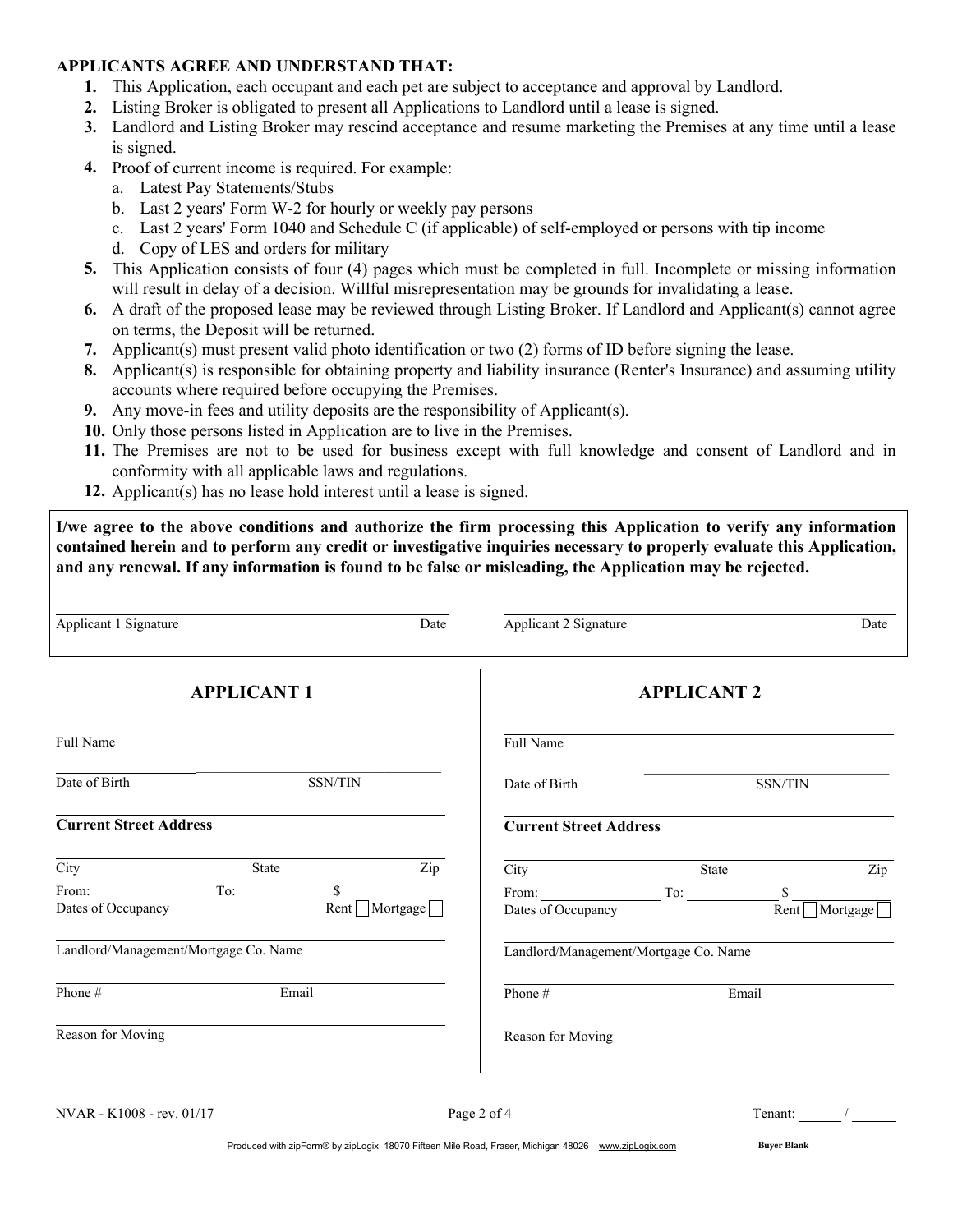**APPLICANTS AGREE AND UNDERSTAND THAT:**

1. This Application, each occupant and each pet are subject to acceptance and approval by Landlord.
2. Listing Broker is obligated to present all Applications to Landlord until a lease is signed.
3. Landlord and Listing Broker may rescind acceptance and resume marketing the Premises at any time until a lease is signed.
4. Proof of current income is required. For example:
   a. Latest Pay Statements/Stubs
   b. Last 2 years' Form W-2 for hourly or weekly pay persons
   c. Last 2 years' Form 1040 and Schedule C (if applicable) of self-employed or persons with tip income
   d. Copy of LES and orders for military
5. This Application consists of four (4) pages which must be completed in full. Incomplete or missing information will result in delay of a decision. Willful misrepresentation may be grounds for invalidating a lease.
6. A draft of the proposed lease may be reviewed through Listing Broker. If Landlord and Applicant(s) cannot agree on terms, the Deposit will be returned.
7. Applicant(s) must present valid photo identification or two (2) forms of ID before signing the lease.
8. Applicant(s) is responsible for obtaining property and liability insurance (Renter's Insurance) and assuming utility accounts where required before occupying the Premises.
9. Any move-in fees and utility deposits are the responsibility of Applicant(s).
10. Only those persons listed in Application are to live in the Premises.
11. The Premises are not to be used for business except with full knowledge and consent of Landlord and in conformity with all applicable laws and regulations.
12. Applicant(s) has no lease hold interest until a lease is signed.

**I/we agree to the above conditions and authorize the firm processing this Application to verify any information contained herein and to perform any credit or investigative inquiries necessary to properly evaluate this Application, and any renewal. If any information is found to be false or misleading, the Application may be rejected.**

Applicant 1 Signature ______________________ Date ________

Applicant 2 Signature ______________________ Date ________

## APPLICANT 1

Full Name ______________________

Date of Birth ____________ SSN/TIN ____________

**Current Street Address** ______________________

City ____________ State ________ Zip ________

From: ____________ To: ____________ $ ____________

Dates of Occupancy ☐ Rent ☐ Mortgage

Landlord/Management/Mortgage Co. Name ______________________

Phone # ____________ Email ____________

Reason for Moving ______________________

## APPLICANT 2

Full Name ______________________

Date of Birth ____________ SSN/TIN ____________

**Current Street Address** ______________________

City ____________ State ________ Zip ________

From: ____________ To: ____________ $ ____________

Dates of Occupancy ☐ Rent ☐ Mortgage

Landlord/Management/Mortgage Co. Name ______________________

Phone # ____________ Email ____________

Reason for Moving ______________________

NVAR - K1008 - rev. 01/17

Tenant: ______ / ______

Produced with zipForm® by zipLogix 18070 Fifteen Mile Road, Fraser, Michigan 48026 www.zipLogix.com

Buyer Blank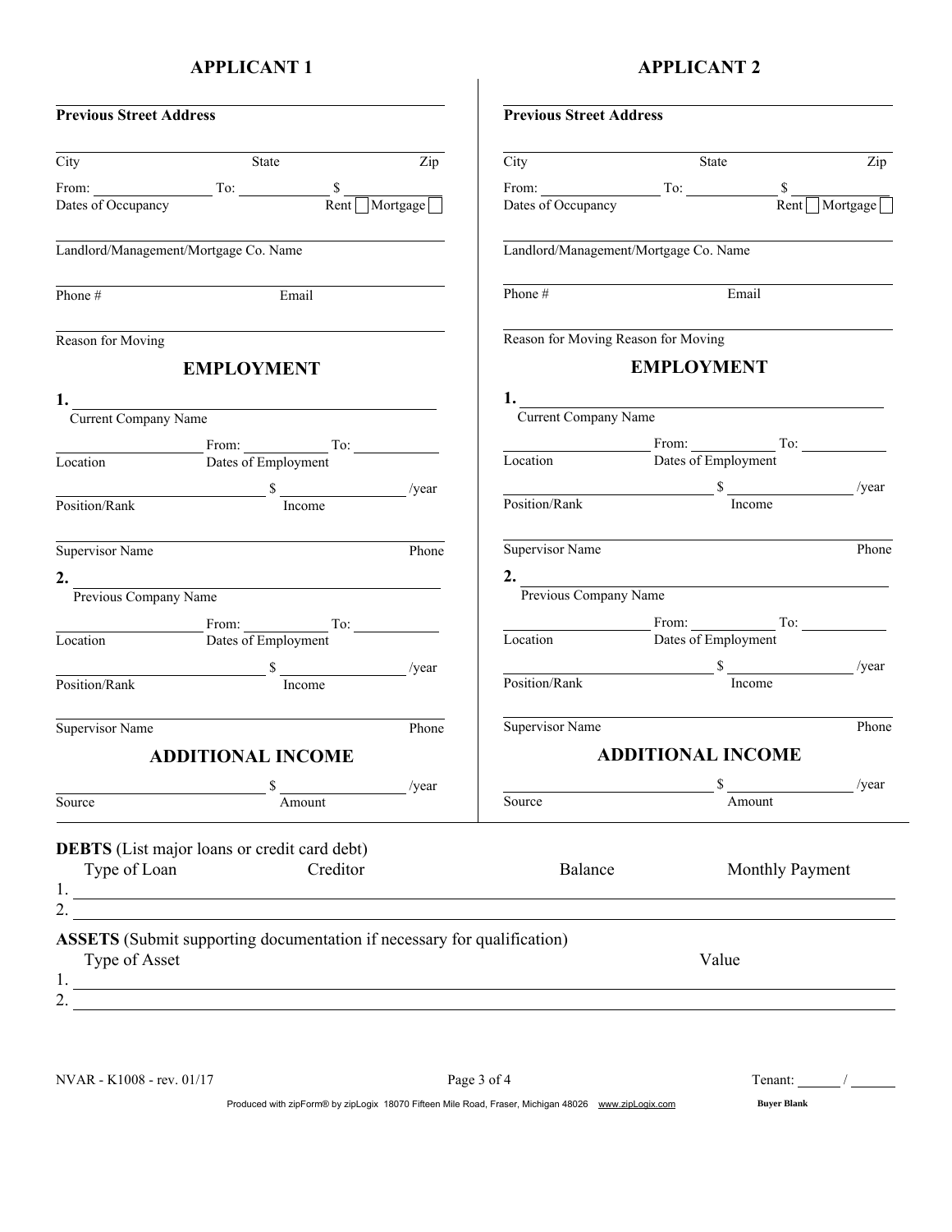## APPLICANT 1

**Previous Street Address**

City State Zip

From: _______________ To: _______________ $ _______________

Dates of Occupancy Rent ☐ Mortgage ☐

Landlord/Management/Mortgage Co. Name

Phone # Email

Reason for Moving

### EMPLOYMENT

**1.** _______________

Current Company Name

_______________ From: _______________ To: _______________

Location Dates of Employment

_______________ $ _______________ /year

Position/Rank Income

Supervisor Name Phone

**2.** _______________

Previous Company Name

_______________ From: _______________ To: _______________

Location Dates of Employment

_______________ $ _______________ /year

Position/Rank Income

Supervisor Name Phone

### ADDITIONAL INCOME

_______________ $ _______________ /year

Source Amount

## APPLICANT 2

**Previous Street Address**

City State Zip

From: _______________ To: _______________ $ _______________

Dates of Occupancy Rent ☐ Mortgage ☐

Landlord/Management/Mortgage Co. Name

Phone # Email

Reason for Moving Reason for Moving

### EMPLOYMENT

**1.** _______________

Current Company Name

_______________ From: _______________ To: _______________

Location Dates of Employment

_______________ $ _______________ /year

Position/Rank Income

Supervisor Name Phone

**2.** _______________

Previous Company Name

_______________ From: _______________ To: _______________

Location Dates of Employment

_______________ $ _______________ /year

Position/Rank Income

Supervisor Name Phone

### ADDITIONAL INCOME

_______________ $ _______________ /year

Source Amount

---

**DEBTS** (List major loans or credit card debt)

| | Type of Loan | Creditor | Balance | Monthly Payment |
|---|---|---|---|---|
| 1. | | | | |
| 2. | | | | |

**ASSETS** (Submit supporting documentation if necessary for qualification)

| | Type of Asset | Value |
|---|---|---|
| 1. | | |
| 2. | | |

NVAR - K1008 - rev. 01/17

Tenant: ______ / ______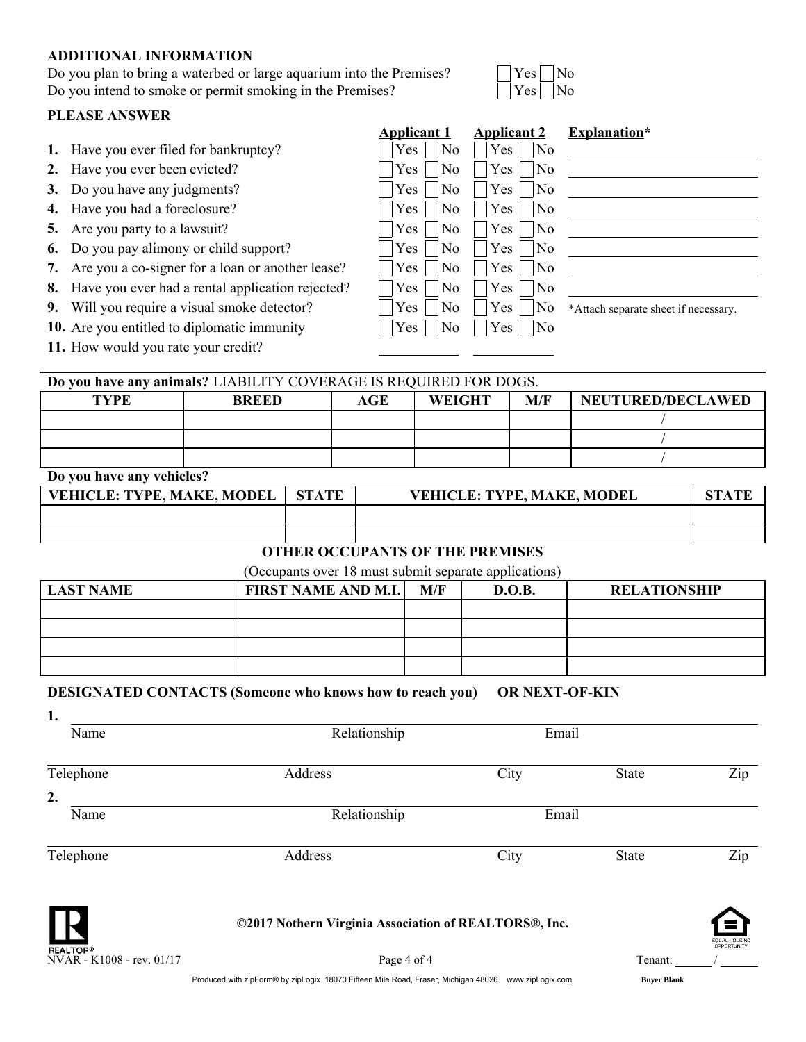**ADDITIONAL INFORMATION**

Do you plan to bring a waterbed or large aquarium into the Premises? ☐ Yes ☐ No

Do you intend to smoke or permit smoking in the Premises? ☐ Yes ☐ No

**PLEASE ANSWER**

| | Applicant 1 | Applicant 2 | Explanation* |
|---|---|---|---|
| **1.** Have you ever filed for bankruptcy? | ☐ Yes ☐ No | ☐ Yes ☐ No | |
| **2.** Have you ever been evicted? | ☐ Yes ☐ No | ☐ Yes ☐ No | |
| **3.** Do you have any judgments? | ☐ Yes ☐ No | ☐ Yes ☐ No | |
| **4.** Have you had a foreclosure? | ☐ Yes ☐ No | ☐ Yes ☐ No | |
| **5.** Are you party to a lawsuit? | ☐ Yes ☐ No | ☐ Yes ☐ No | |
| **6.** Do you pay alimony or child support? | ☐ Yes ☐ No | ☐ Yes ☐ No | |
| **7.** Are you a co-signer for a loan or another lease? | ☐ Yes ☐ No | ☐ Yes ☐ No | |
| **8.** Have you ever had a rental application rejected? | ☐ Yes ☐ No | ☐ Yes ☐ No | |
| **9.** Will you require a visual smoke detector? | ☐ Yes ☐ No | ☐ Yes ☐ No | *Attach separate sheet if necessary. |
| **10.** Are you entitled to diplomatic immunity | ☐ Yes ☐ No | ☐ Yes ☐ No | |
| **11.** How would you rate your credit? | ________ | ________ | |

**Do you have any animals?** LIABILITY COVERAGE IS REQUIRED FOR DOGS.

| TYPE | BREED | AGE | WEIGHT | M/F | NEUTURED/DECLAWED |
|---|---|---|---|---|---|
| | | | | | / |
| | | | | | / |
| | | | | | / |

**Do you have any vehicles?**

| VEHICLE: TYPE, MAKE, MODEL | STATE | VEHICLE: TYPE, MAKE, MODEL | STATE |
|---|---|---|---|
| | | | |
| | | | |

**OTHER OCCUPANTS OF THE PREMISES**

(Occupants over 18 must submit separate applications)

| LAST NAME | FIRST NAME AND M.I. | M/F | D.O.B. | RELATIONSHIP |
|---|---|---|---|---|
| | | | | |
| | | | | |
| | | | | |
| | | | | |

**DESIGNATED CONTACTS (Someone who knows how to reach you) OR NEXT-OF-KIN**

**1.** ______________________________________________

Name Relationship Email

______________________________________________

Telephone Address City State Zip

**2.** ______________________________________________

Name Relationship Email

______________________________________________

Telephone Address City State Zip

**©2017 Nothern Virginia Association of REALTORS®, Inc.**

NVAR - K1008 - rev. 01/17

Tenant: ______ / ______

Produced with zipForm® by zipLogix 18070 Fifteen Mile Road, Fraser, Michigan 48026 www.zipLogix.com

Buyer Blank